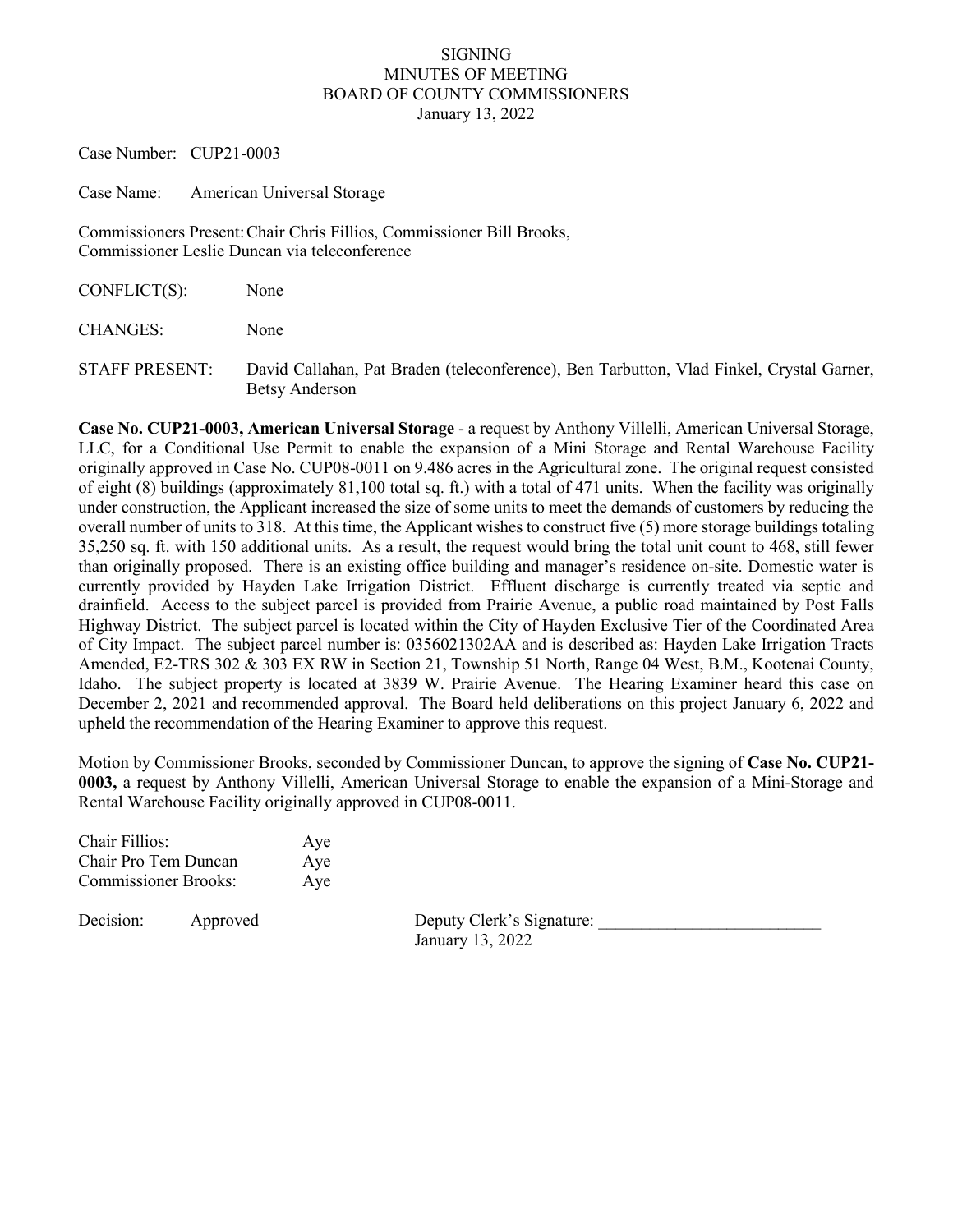SIGNING
MINUTES OF MEETING
BOARD OF COUNTY COMMISSIONERS
January 13, 2022

Case Number: CUP21-0003

Case Name: American Universal Storage

Commissioners Present: Chair Chris Fillios, Commissioner Bill Brooks, Commissioner Leslie Duncan via teleconference

CONFLICT(S): None

CHANGES: None

STAFF PRESENT: David Callahan, Pat Braden (teleconference), Ben Tarbutton, Vlad Finkel, Crystal Garner, Betsy Anderson

**Case No. CUP21-0003, American Universal Storage** - a request by Anthony Villelli, American Universal Storage, LLC, for a Conditional Use Permit to enable the expansion of a Mini Storage and Rental Warehouse Facility originally approved in Case No. CUP08-0011 on 9.486 acres in the Agricultural zone. The original request consisted of eight (8) buildings (approximately 81,100 total sq. ft.) with a total of 471 units. When the facility was originally under construction, the Applicant increased the size of some units to meet the demands of customers by reducing the overall number of units to 318. At this time, the Applicant wishes to construct five (5) more storage buildings totaling 35,250 sq. ft. with 150 additional units. As a result, the request would bring the total unit count to 468, still fewer than originally proposed. There is an existing office building and manager's residence on-site. Domestic water is currently provided by Hayden Lake Irrigation District. Effluent discharge is currently treated via septic and drainfield. Access to the subject parcel is provided from Prairie Avenue, a public road maintained by Post Falls Highway District. The subject parcel is located within the City of Hayden Exclusive Tier of the Coordinated Area of City Impact. The subject parcel number is: 0356021302AA and is described as: Hayden Lake Irrigation Tracts Amended, E2-TRS 302 & 303 EX RW in Section 21, Township 51 North, Range 04 West, B.M., Kootenai County, Idaho. The subject property is located at 3839 W. Prairie Avenue. The Hearing Examiner heard this case on December 2, 2021 and recommended approval. The Board held deliberations on this project January 6, 2022 and upheld the recommendation of the Hearing Examiner to approve this request.

Motion by Commissioner Brooks, seconded by Commissioner Duncan, to approve the signing of **Case No. CUP21-0003,** a request by Anthony Villelli, American Universal Storage to enable the expansion of a Mini-Storage and Rental Warehouse Facility originally approved in CUP08-0011.

| | |
|---|---|
| Chair Fillios: | Aye |
| Chair Pro Tem Duncan | Aye |
| Commissioner Brooks: | Aye |

Decision: Approved

Deputy Clerk's Signature: \_\_\_\_\_\_\_\_\_\_\_\_\_\_\_\_\_\_\_\_\_\_\_\_\_
January 13, 2022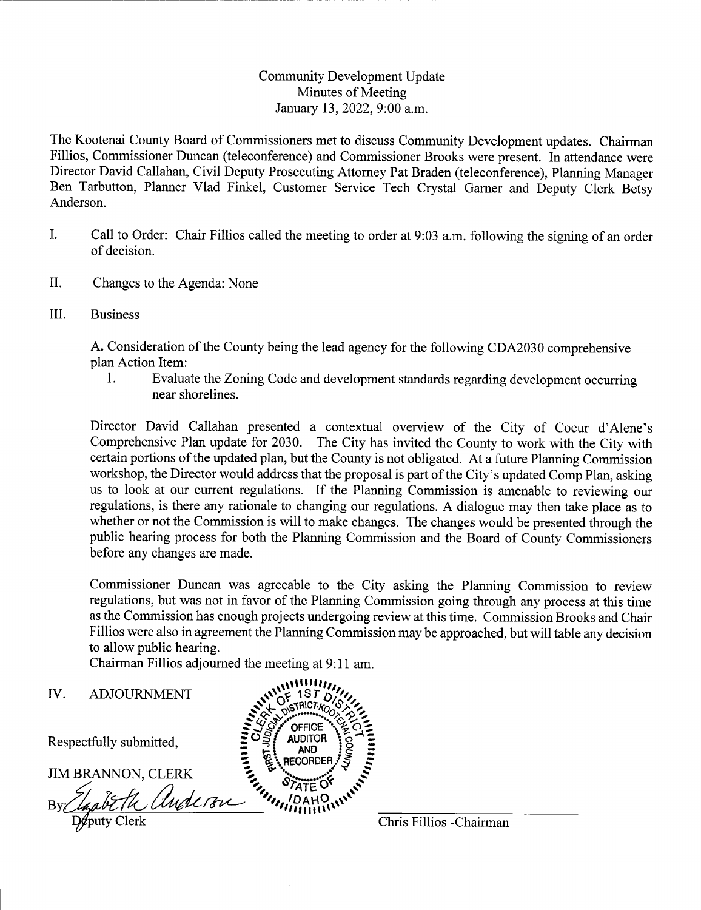Community Development Update
Minutes of Meeting
January 13, 2022, 9:00 a.m.

The Kootenai County Board of Commissioners met to discuss Community Development updates. Chairman Fillios, Commissioner Duncan (teleconference) and Commissioner Brooks were present. In attendance were Director David Callahan, Civil Deputy Prosecuting Attorney Pat Braden (teleconference), Planning Manager Ben Tarbutton, Planner Vlad Finkel, Customer Service Tech Crystal Garner and Deputy Clerk Betsy Anderson.

I. Call to Order: Chair Fillios called the meeting to order at 9:03 a.m. following the signing of an order of decision.

II. Changes to the Agenda: None

III. Business

A. Consideration of the County being the lead agency for the following CDA2030 comprehensive plan Action Item:

1. Evaluate the Zoning Code and development standards regarding development occurring near shorelines.

Director David Callahan presented a contextual overview of the City of Coeur d'Alene's Comprehensive Plan update for 2030. The City has invited the County to work with the City with certain portions of the updated plan, but the County is not obligated. At a future Planning Commission workshop, the Director would address that the proposal is part of the City's updated Comp Plan, asking us to look at our current regulations. If the Planning Commission is amenable to reviewing our regulations, is there any rationale to changing our regulations. A dialogue may then take place as to whether or not the Commission is will to make changes. The changes would be presented through the public hearing process for both the Planning Commission and the Board of County Commissioners before any changes are made.

Commissioner Duncan was agreeable to the City asking the Planning Commission to review regulations, but was not in favor of the Planning Commission going through any process at this time as the Commission has enough projects undergoing review at this time. Commission Brooks and Chair Fillios were also in agreement the Planning Commission may be approached, but will table any decision to allow public hearing.

Chairman Fillios adjourned the meeting at 9:11 am.

IV. ADJOURNMENT

Respectfully submitted,

JIM BRANNON, CLERK

By: Elizabeth Anderson
Deputy Clerk

Chris Fillios -Chairman